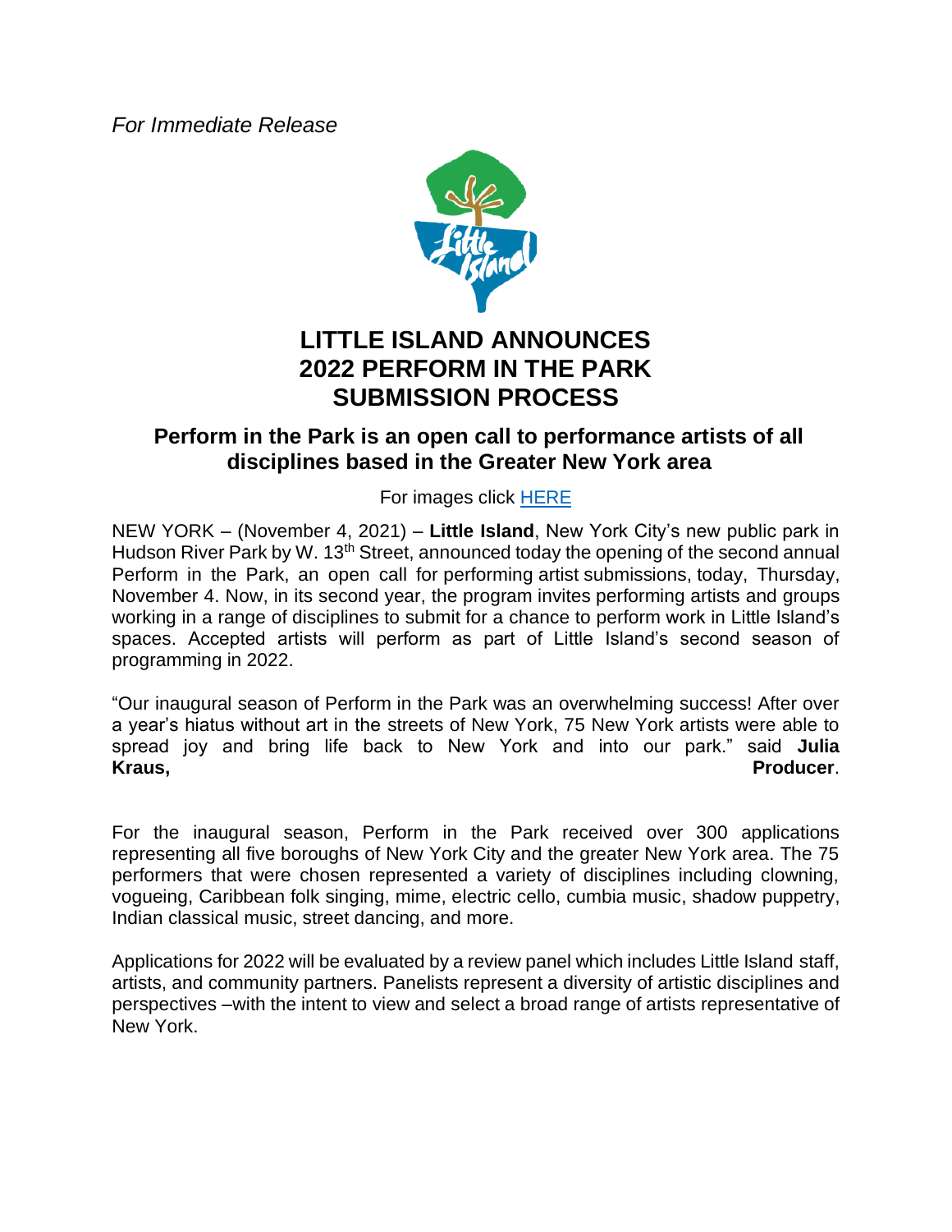*For Immediate Release*

# LITTLE ISLAND ANNOUNCES 2022 PERFORM IN THE PARK SUBMISSION PROCESS

## Perform in the Park is an open call to performance artists of all disciplines based in the Greater New York area

For images click HERE

NEW YORK – (November 4, 2021) – **Little Island**, New York City's new public park in Hudson River Park by W. 13th Street, announced today the opening of the second annual Perform in the Park, an open call for performing artist submissions, today, Thursday, November 4. Now, in its second year, the program invites performing artists and groups working in a range of disciplines to submit for a chance to perform work in Little Island's spaces. Accepted artists will perform as part of Little Island's second season of programming in 2022.

"Our inaugural season of Perform in the Park was an overwhelming success! After over a year's hiatus without art in the streets of New York, 75 New York artists were able to spread joy and bring life back to New York and into our park." said **Julia Kraus, Producer**.

For the inaugural season, Perform in the Park received over 300 applications representing all five boroughs of New York City and the greater New York area. The 75 performers that were chosen represented a variety of disciplines including clowning, vogueing, Caribbean folk singing, mime, electric cello, cumbia music, shadow puppetry, Indian classical music, street dancing, and more.

Applications for 2022 will be evaluated by a review panel which includes Little Island staff, artists, and community partners. Panelists represent a diversity of artistic disciplines and perspectives –with the intent to view and select a broad range of artists representative of New York.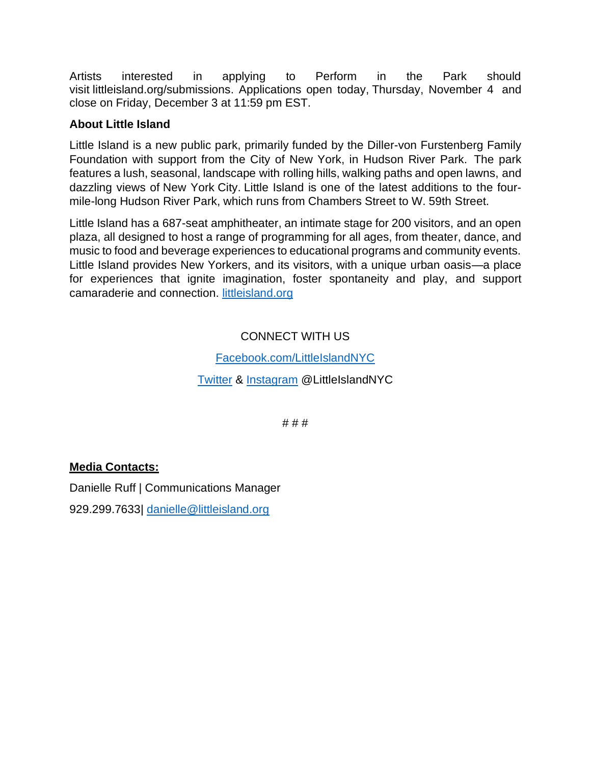Artists interested in applying to Perform in the Park should visit littleisland.org/submissions. Applications open today, Thursday, November 4 and close on Friday, December 3 at 11:59 pm EST.

**About Little Island**

Little Island is a new public park, primarily funded by the Diller-von Furstenberg Family Foundation with support from the City of New York, in Hudson River Park. The park features a lush, seasonal, landscape with rolling hills, walking paths and open lawns, and dazzling views of New York City. Little Island is one of the latest additions to the four-mile-long Hudson River Park, which runs from Chambers Street to W. 59th Street.

Little Island has a 687-seat amphitheater, an intimate stage for 200 visitors, and an open plaza, all designed to host a range of programming for all ages, from theater, dance, and music to food and beverage experiences to educational programs and community events. Little Island provides New Yorkers, and its visitors, with a unique urban oasis—a place for experiences that ignite imagination, foster spontaneity and play, and support camaraderie and connection. littleisland.org

CONNECT WITH US

Facebook.com/LittleIslandNYC

Twitter & Instagram @LittleIslandNYC

# # #

**Media Contacts:**

Danielle Ruff | Communications Manager

929.299.7633| danielle@littleisland.org